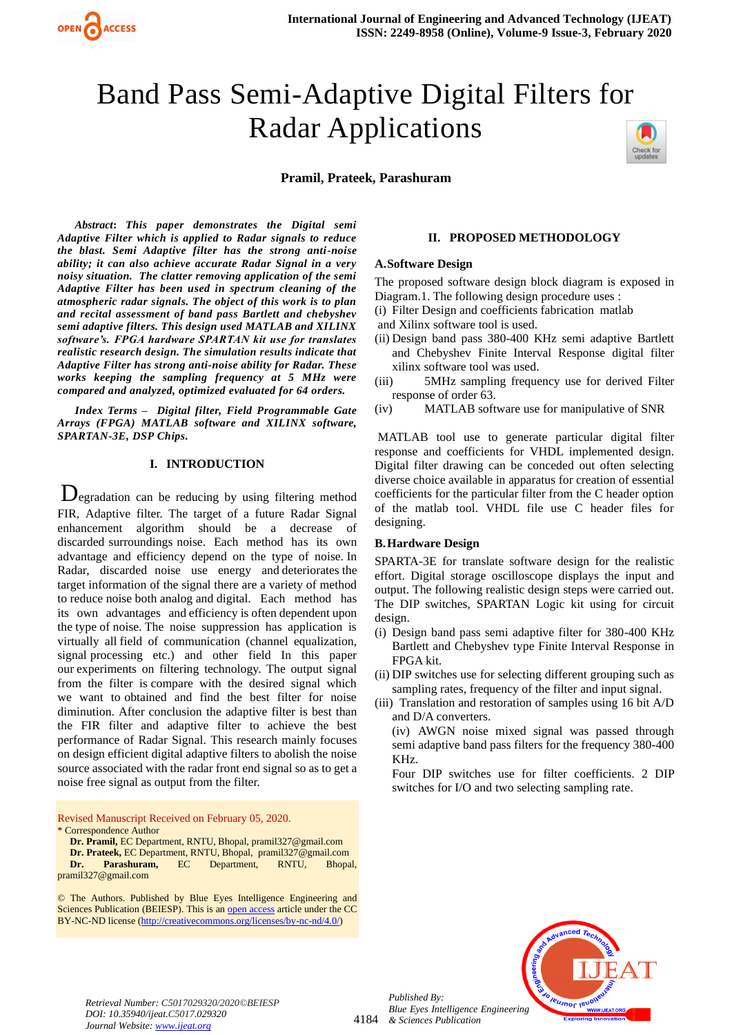# Band Pass Semi-Adaptive Digital Filters for Radar Applications

**Pramil, Prateek, Parashuram**

***Abstract*: This paper demonstrates the Digital semi Adaptive Filter which is applied to Radar signals to reduce the blast. Semi Adaptive filter has the strong anti-noise ability; it can also achieve accurate Radar Signal in a very noisy situation. The clatter removing application of the semi Adaptive Filter has been used in spectrum cleaning of the atmospheric radar signals. The object of this work is to plan and recital assessment of band pass Bartlett and chebyshev semi adaptive filters. This design used MATLAB and XILINX software's. FPGA hardware SPARTAN kit use for translates realistic research design. The simulation results indicate that Adaptive Filter has strong anti-noise ability for Radar. These works keeping the sampling frequency at 5 MHz were compared and analyzed, optimized evaluated for 64 orders.***

***Index Terms – Digital filter, Field Programmable Gate Arrays (FPGA) MATLAB software and XILINX software, SPARTAN-3E, DSP Chips.***

## I. INTRODUCTION

Degradation can be reducing by using filtering method FIR, Adaptive filter. The target of a future Radar Signal enhancement algorithm should be a decrease of discarded surroundings noise. Each method has its own advantage and efficiency depend on the type of noise. In Radar, discarded noise use energy and deteriorates the target information of the signal there are a variety of method to reduce noise both analog and digital. Each method has its own advantages and efficiency is often dependent upon the type of noise. The noise suppression has application is virtually all field of communication (channel equalization, signal processing etc.) and other field In this paper our experiments on filtering technology. The output signal from the filter is compare with the desired signal which we want to obtained and find the best filter for noise diminution. After conclusion the adaptive filter is best than the FIR filter and adaptive filter to achieve the best performance of Radar Signal. This research mainly focuses on design efficient digital adaptive filters to abolish the noise source associated with the radar front end signal so as to get a noise free signal as output from the filter.

Revised Manuscript Received on February 05, 2020.

\* Correspondence Author

**Dr. Pramil,** EC Department, RNTU, Bhopal, pramil327@gmail.com

**Dr. Prateek,** EC Department, RNTU, Bhopal, pramil327@gmail.com

**Dr. Parashuram,** EC Department, RNTU, Bhopal, pramil327@gmail.com

© The Authors. Published by Blue Eyes Intelligence Engineering and Sciences Publication (BEIESP). This is an open access article under the CC BY-NC-ND license (http://creativecommons.org/licenses/by-nc-nd/4.0/)

## II. PROPOSED METHODOLOGY

### A. Software Design

The proposed software design block diagram is exposed in Diagram.1. The following design procedure uses :

(i) Filter Design and coefficients fabrication matlab and Xilinx software tool is used.

(ii) Design band pass 380-400 KHz semi adaptive Bartlett and Chebyshev Finite Interval Response digital filter xilinx software tool was used.

(iii) 5MHz sampling frequency use for derived Filter response of order 63.

(iv) MATLAB software use for manipulative of SNR

MATLAB tool use to generate particular digital filter response and coefficients for VHDL implemented design. Digital filter drawing can be conceded out often selecting diverse choice available in apparatus for creation of essential coefficients for the particular filter from the C header option of the matlab tool. VHDL file use C header files for designing.

### B. Hardware Design

SPARTA-3E for translate software design for the realistic effort. Digital storage oscilloscope displays the input and output. The following realistic design steps were carried out. The DIP switches, SPARTAN Logic kit using for circuit design.

(i) Design band pass semi adaptive filter for 380-400 KHz Bartlett and Chebyshev type Finite Interval Response in FPGA kit.

(ii) DIP switches use for selecting different grouping such as sampling rates, frequency of the filter and input signal.

(iii) Translation and restoration of samples using 16 bit A/D and D/A converters.

(iv) AWGN noise mixed signal was passed through semi adaptive band pass filters for the frequency 380-400 KHz.

Four DIP switches use for filter coefficients. 2 DIP switches for I/O and two selecting sampling rate.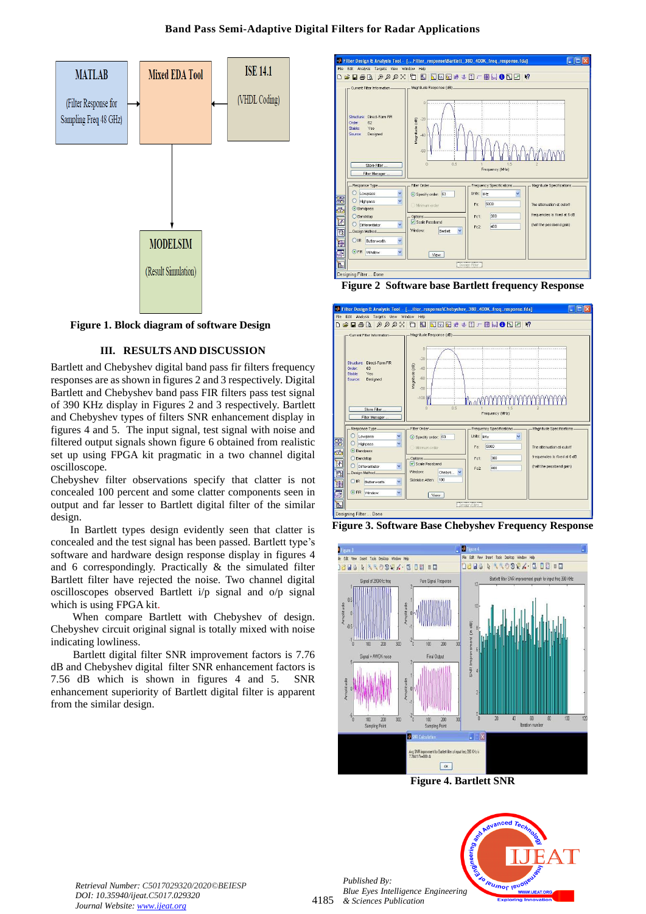Figure 1. Block diagram of software Design

Figure 2 Software base Bartlett frequency Response

Figure 3. Software Base Chebyshev Frequency Response

Figure 4. Bartlett SNR

## III. RESULTS AND DISCUSSION

Bartlett and Chebyshev digital band pass fir filters frequency responses are as shown in figures 2 and 3 respectively. Digital Bartlett and Chebyshev band pass FIR filters pass test signal of 390 KHz display in Figures 2 and 3 respectively. Bartlett and Chebyshev types of filters SNR enhancement display in figures 4 and 5. The input signal, test signal with noise and filtered output signals shown figure 6 obtained from realistic set up using FPGA kit pragmatic in a two channel digital oscilloscope.

Chebyshev filter observations specify that clatter is not concealed 100 percent and some clatter components seen in output and far lesser to Bartlett digital filter of the similar design.

In Bartlett types design evidently seen that clatter is concealed and the test signal has been passed. Bartlett type's software and hardware design response display in figures 4 and 6 correspondingly. Practically & the simulated filter Bartlett filter have rejected the noise. Two channel digital oscilloscopes observed Bartlett i/p signal and o/p signal which is using FPGA kit.

When compare Bartlett with Chebyshev of design. Chebyshev circuit original signal is totally mixed with noise indicating lowliness.

Bartlett digital filter SNR improvement factors is 7.76 dB and Chebyshev digital filter SNR enhancement factors is 7.56 dB which is shown in figures 4 and 5. SNR enhancement superiority of Bartlett digital filter is apparent from the similar design.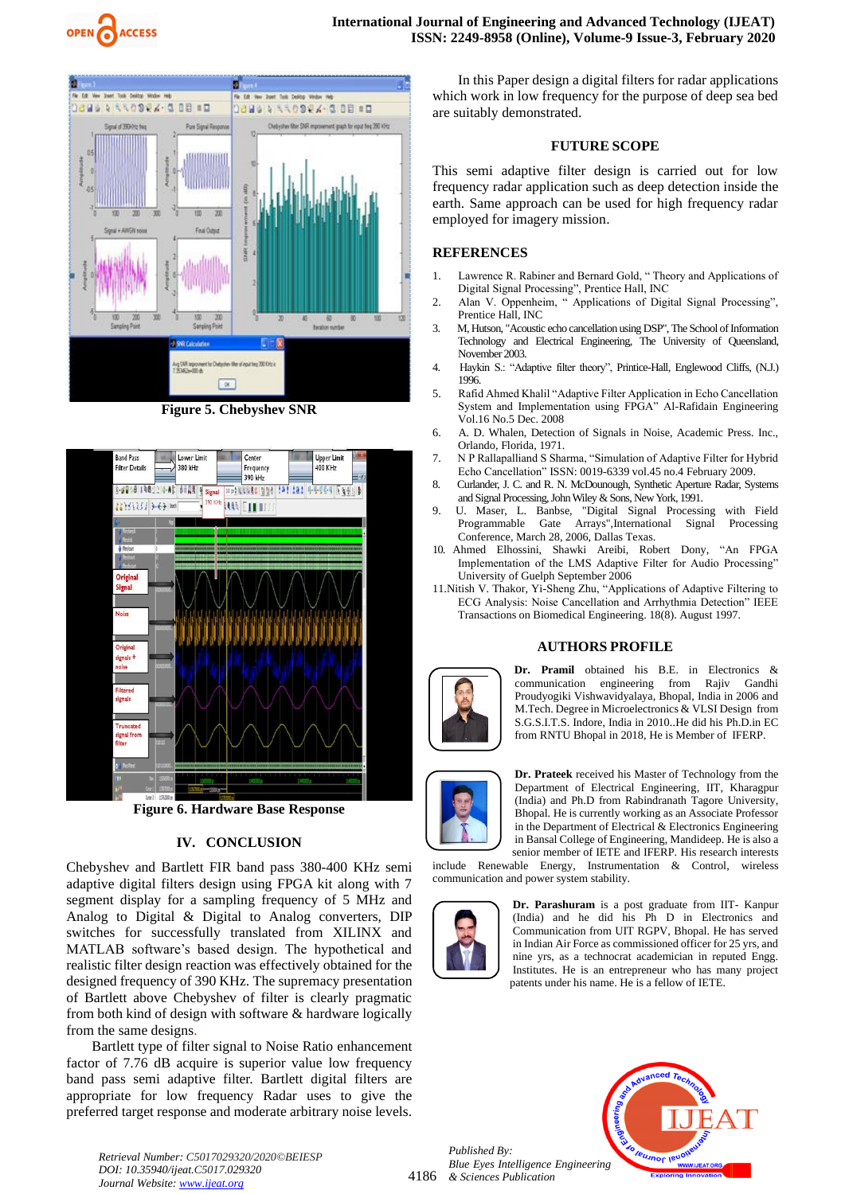Figure 5. Chebyshev SNR

Figure 6. Hardware Base Response

## IV. CONCLUSION

Chebyshev and Bartlett FIR band pass 380-400 KHz semi adaptive digital filters design using FPGA kit along with 7 segment display for a sampling frequency of 5 MHz and Analog to Digital & Digital to Analog converters, DIP switches for successfully translated from XILINX and MATLAB software's based design. The hypothetical and realistic filter design reaction was effectively obtained for the designed frequency of 390 KHz. The supremacy presentation of Bartlett above Chebyshev of filter is clearly pragmatic from both kind of design with software & hardware logically from the same designs.

Bartlett type of filter signal to Noise Ratio enhancement factor of 7.76 dB acquire is superior value low frequency band pass semi adaptive filter. Bartlett digital filters are appropriate for low frequency Radar uses to give the preferred target response and moderate arbitrary noise levels.

In this Paper design a digital filters for radar applications which work in low frequency for the purpose of deep sea bed are suitably demonstrated.

## FUTURE SCOPE

This semi adaptive filter design is carried out for low frequency radar application such as deep detection inside the earth. Same approach can be used for high frequency radar employed for imagery mission.

## REFERENCES

1. Lawrence R. Rabiner and Bernard Gold, " Theory and Applications of Digital Signal Processing", Prentice Hall, INC
2. Alan V. Oppenheim, " Applications of Digital Signal Processing", Prentice Hall, INC
3. M, Hutson, "Acoustic echo cancellation using DSP", The School of Information Technology and Electrical Engineering, The University of Queensland, November 2003.
4. Haykin S.: "Adaptive filter theory", Printice-Hall, Englewood Cliffs, (N.J.) 1996.
5. Rafid Ahmed Khalil "Adaptive Filter Application in Echo Cancellation System and Implementation using FPGA" Al-Rafidain Engineering Vol.16 No.5 Dec. 2008
6. A. D. Whalen, Detection of Signals in Noise, Academic Press. Inc., Orlando, Florida, 1971.
7. N P Rallapalliand S Sharma, "Simulation of Adaptive Filter for Hybrid Echo Cancellation" ISSN: 0019-6339 vol.45 no.4 February 2009.
8. Curlander, J. C. and R. N. McDounough, Synthetic Aperture Radar, Systems and Signal Processing, John Wiley & Sons, New York, 1991.
9. U. Maser, L. Banbse, "Digital Signal Processing with Field Programmable Gate Arrays",International Signal Processing Conference, March 28, 2006, Dallas Texas.
10. Ahmed Elhossini, Shawki Areibi, Robert Dony, "An FPGA Implementation of the LMS Adaptive Filter for Audio Processing" University of Guelph September 2006
11. Nitish V. Thakor, Yi-Sheng Zhu, "Applications of Adaptive Filtering to ECG Analysis: Noise Cancellation and Arrhythmia Detection" IEEE Transactions on Biomedical Engineering. 18(8). August 1997.

## AUTHORS PROFILE

**Dr. Pramil** obtained his B.E. in Electronics & communication engineering from Rajiv Gandhi Proudyogiki Vishwavidyalaya, Bhopal, India in 2006 and M.Tech. Degree in Microelectronics & VLSI Design from S.G.S.I.T.S. Indore, India in 2010..He did his Ph.D.in EC from RNTU Bhopal in 2018, He is Member of IFERP.

**Dr. Prateek** received his Master of Technology from the Department of Electrical Engineering, IIT, Kharagpur (India) and Ph.D from Rabindranath Tagore University, Bhopal. He is currently working as an Associate Professor in the Department of Electrical & Electronics Engineering in Bansal College of Engineering, Mandideep. He is also a senior member of IETE and IFERP. His research interests include Renewable Energy, Instrumentation & Control, wireless communication and power system stability.

**Dr. Parashuram** is a post graduate from IIT- Kanpur (India) and he did his Ph D in Electronics and Communication from UIT RGPV, Bhopal. He has served in Indian Air Force as commissioned officer for 25 yrs, and nine yrs, as a technocrat academician in reputed Engg. Institutes. He is an entrepreneur who has many project patents under his name. He is a fellow of IETE.